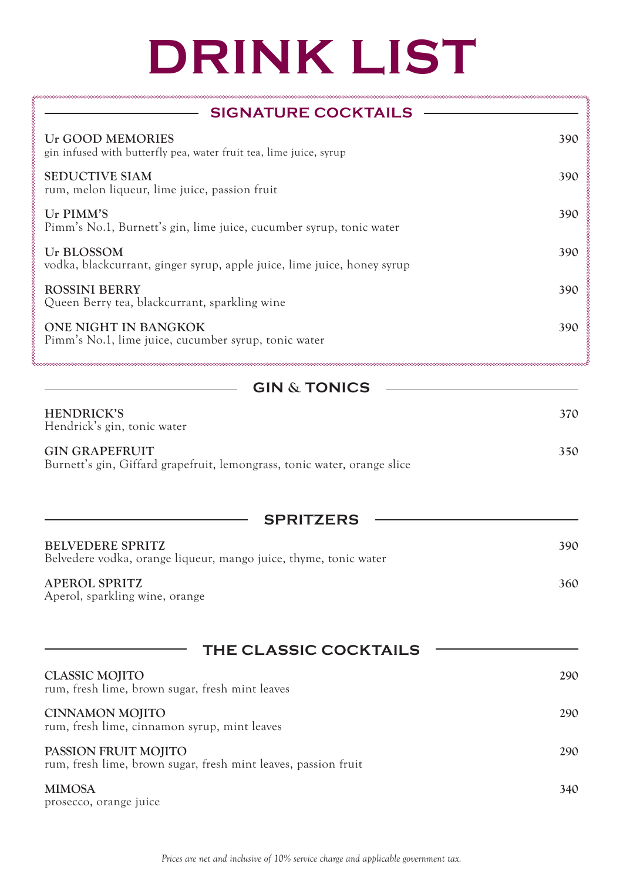# DRINK LIST

## SIGNATURE COCKTAILS

**Ur GOOD MEMORIES** — 390
gin infused with butterfly pea, water fruit tea, lime juice, syrup

**SEDUCTIVE SIAM** — 390
rum, melon liqueur, lime juice, passion fruit

**Ur PIMM'S** — 390
Pimm's No.1, Burnett's gin, lime juice, cucumber syrup, tonic water

**Ur BLOSSOM** — 390
vodka, blackcurrant, ginger syrup, apple juice, lime juice, honey syrup

**ROSSINI BERRY** — 390
Queen Berry tea, blackcurrant, sparkling wine

**ONE NIGHT IN BANGKOK** — 390
Pimm's No.1, lime juice, cucumber syrup, tonic water

## GIN & TONICS

**HENDRICK'S** — 370
Hendrick's gin, tonic water

**GIN GRAPEFRUIT** — 350
Burnett's gin, Giffard grapefruit, lemongrass, tonic water, orange slice

## SPRITZERS

**BELVEDERE SPRITZ** — 390
Belvedere vodka, orange liqueur, mango juice, thyme, tonic water

**APEROL SPRITZ** — 360
Aperol, sparkling wine, orange

## THE CLASSIC COCKTAILS

**CLASSIC MOJITO** — 290
rum, fresh lime, brown sugar, fresh mint leaves

**CINNAMON MOJITO** — 290
rum, fresh lime, cinnamon syrup, mint leaves

**PASSION FRUIT MOJITO** — 290
rum, fresh lime, brown sugar, fresh mint leaves, passion fruit

**MIMOSA** — 340
prosecco, orange juice

*Prices are net and inclusive of 10% service charge and applicable government tax.*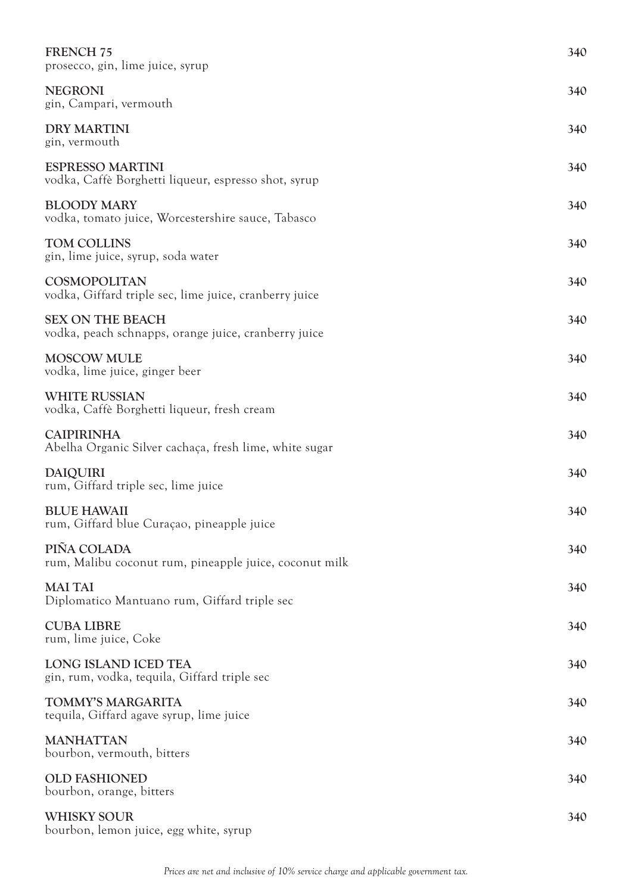**FRENCH 75** 340
prosecco, gin, lime juice, syrup

**NEGRONI** 340
gin, Campari, vermouth

**DRY MARTINI** 340
gin, vermouth

**ESPRESSO MARTINI** 340
vodka, Caffè Borghetti liqueur, espresso shot, syrup

**BLOODY MARY** 340
vodka, tomato juice, Worcestershire sauce, Tabasco

**TOM COLLINS** 340
gin, lime juice, syrup, soda water

**COSMOPOLITAN** 340
vodka, Giffard triple sec, lime juice, cranberry juice

**SEX ON THE BEACH** 340
vodka, peach schnapps, orange juice, cranberry juice

**MOSCOW MULE** 340
vodka, lime juice, ginger beer

**WHITE RUSSIAN** 340
vodka, Caffè Borghetti liqueur, fresh cream

**CAIPIRINHA** 340
Abelha Organic Silver cachaça, fresh lime, white sugar

**DAIQUIRI** 340
rum, Giffard triple sec, lime juice

**BLUE HAWAII** 340
rum, Giffard blue Curaçao, pineapple juice

**PIÑA COLADA** 340
rum, Malibu coconut rum, pineapple juice, coconut milk

**MAI TAI** 340
Diplomatico Mantuano rum, Giffard triple sec

**CUBA LIBRE** 340
rum, lime juice, Coke

**LONG ISLAND ICED TEA** 340
gin, rum, vodka, tequila, Giffard triple sec

**TOMMY'S MARGARITA** 340
tequila, Giffard agave syrup, lime juice

**MANHATTAN** 340
bourbon, vermouth, bitters

**OLD FASHIONED** 340
bourbon, orange, bitters

**WHISKY SOUR** 340
bourbon, lemon juice, egg white, syrup

*Prices are net and inclusive of 10% service charge and applicable government tax.*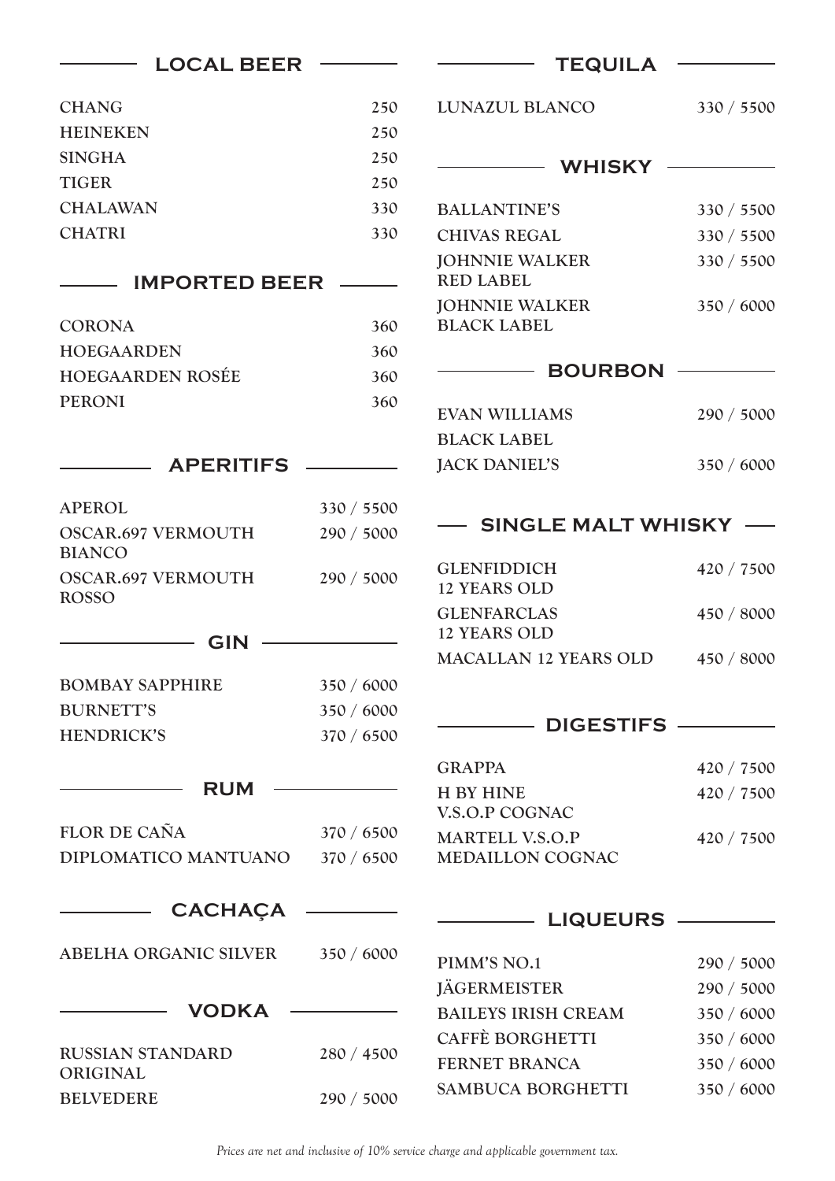## LOCAL BEER

| | |
|---|---|
| CHANG | 250 |
| HEINEKEN | 250 |
| SINGHA | 250 |
| TIGER | 250 |
| CHALAWAN | 330 |
| CHATRI | 330 |

## IMPORTED BEER

| | |
|---|---|
| CORONA | 360 |
| HOEGAARDEN | 360 |
| HOEGAARDEN ROSÉE | 360 |
| PERONI | 360 |

## APERITIFS

| | |
|---|---|
| APEROL | 330 / 5500 |
| OSCAR.697 VERMOUTH BIANCO | 290 / 5000 |
| OSCAR.697 VERMOUTH ROSSO | 290 / 5000 |

## GIN

| | |
|---|---|
| BOMBAY SAPPHIRE | 350 / 6000 |
| BURNETT'S | 350 / 6000 |
| HENDRICK'S | 370 / 6500 |

## RUM

| | |
|---|---|
| FLOR DE CAÑA | 370 / 6500 |
| DIPLOMATICO MANTUANO | 370 / 6500 |

## CACHAÇA

| | |
|---|---|
| ABELHA ORGANIC SILVER | 350 / 6000 |

## VODKA

| | |
|---|---|
| RUSSIAN STANDARD ORIGINAL | 280 / 4500 |
| BELVEDERE | 290 / 5000 |

## TEQUILA

| | |
|---|---|
| LUNAZUL BLANCO | 330 / 5500 |

## WHISKY

| | |
|---|---|
| BALLANTINE'S | 330 / 5500 |
| CHIVAS REGAL | 330 / 5500 |
| JOHNNIE WALKER RED LABEL | 330 / 5500 |
| JOHNNIE WALKER BLACK LABEL | 350 / 6000 |

## BOURBON

| | |
|---|---|
| EVAN WILLIAMS BLACK LABEL | 290 / 5000 |
| JACK DANIEL'S | 350 / 6000 |

## SINGLE MALT WHISKY

| | |
|---|---|
| GLENFIDDICH 12 YEARS OLD | 420 / 7500 |
| GLENFARCLAS 12 YEARS OLD | 450 / 8000 |
| MACALLAN 12 YEARS OLD | 450 / 8000 |

## DIGESTIFS

| | |
|---|---|
| GRAPPA | 420 / 7500 |
| H BY HINE V.S.O.P COGNAC | 420 / 7500 |
| MARTELL V.S.O.P MEDAILLON COGNAC | 420 / 7500 |

## LIQUEURS

| | |
|---|---|
| PIMM'S NO.1 | 290 / 5000 |
| JÄGERMEISTER | 290 / 5000 |
| BAILEYS IRISH CREAM | 350 / 6000 |
| CAFFÈ BORGHETTI | 350 / 6000 |
| FERNET BRANCA | 350 / 6000 |
| SAMBUCA BORGHETTI | 350 / 6000 |

*Prices are net and inclusive of 10% service charge and applicable government tax.*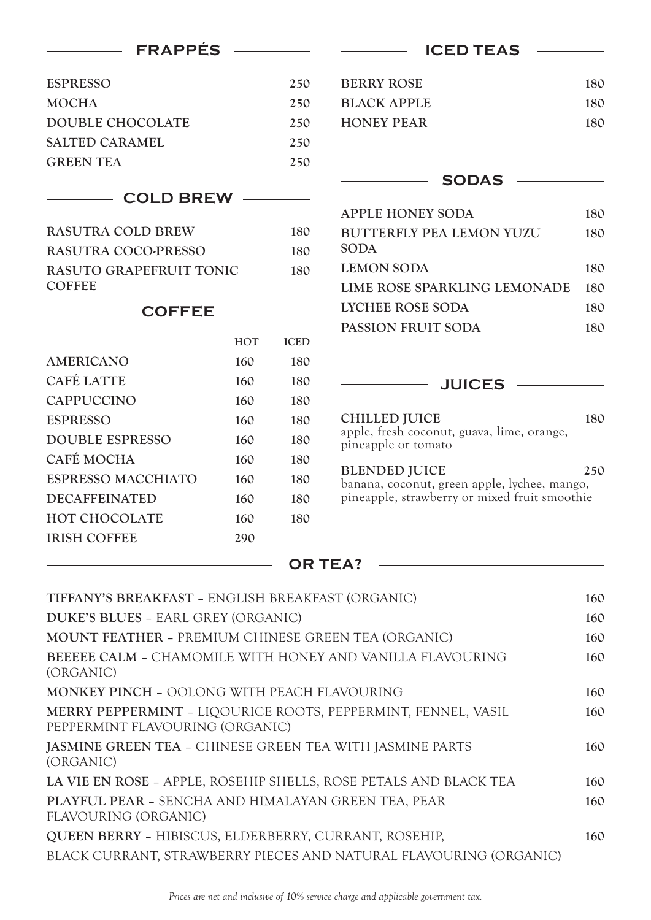## FRAPPÉS

| | |
|---|---|
| ESPRESSO | 250 |
| MOCHA | 250 |
| DOUBLE CHOCOLATE | 250 |
| SALTED CARAMEL | 250 |
| GREEN TEA | 250 |

## COLD BREW

| | |
|---|---|
| RASUTRA COLD BREW | 180 |
| RASUTRA COCO-PRESSO | 180 |
| RASUTO GRAPEFRUIT TONIC COFFEE | 180 |

## COFFEE

| | HOT | ICED |
|---|---|---|
| AMERICANO | 160 | 180 |
| CAFÉ LATTE | 160 | 180 |
| CAPPUCCINO | 160 | 180 |
| ESPRESSO | 160 | 180 |
| DOUBLE ESPRESSO | 160 | 180 |
| CAFÉ MOCHA | 160 | 180 |
| ESPRESSO MACCHIATO | 160 | 180 |
| DECAFFEINATED | 160 | 180 |
| HOT CHOCOLATE | 160 | 180 |
| IRISH COFFEE | 290 | |

## ICED TEAS

| | |
|---|---|
| BERRY ROSE | 180 |
| BLACK APPLE | 180 |
| HONEY PEAR | 180 |

## SODAS

| | |
|---|---|
| APPLE HONEY SODA | 180 |
| BUTTERFLY PEA LEMON YUZU SODA | 180 |
| LEMON SODA | 180 |
| LIME ROSE SPARKLING LEMONADE | 180 |
| LYCHEE ROSE SODA | 180 |
| PASSION FRUIT SODA | 180 |

## JUICES

**CHILLED JUICE** 180
apple, fresh coconut, guava, lime, orange, pineapple or tomato

**BLENDED JUICE** 250
banana, coconut, green apple, lychee, mango, pineapple, strawberry or mixed fruit smoothie

## OR TEA?

| | |
|---|---|
| **TIFFANY'S BREAKFAST** – ENGLISH BREAKFAST (ORGANIC) | 160 |
| **DUKE'S BLUES** – EARL GREY (ORGANIC) | 160 |
| **MOUNT FEATHER** – PREMIUM CHINESE GREEN TEA (ORGANIC) | 160 |
| **BEEEEE CALM** – CHAMOMILE WITH HONEY AND VANILLA FLAVOURING (ORGANIC) | 160 |
| **MONKEY PINCH** – OOLONG WITH PEACH FLAVOURING | 160 |
| **MERRY PEPPERMINT** – LIQOURICE ROOTS, PEPPERMINT, FENNEL, VASIL PEPPERMINT FLAVOURING (ORGANIC) | 160 |
| **JASMINE GREEN TEA** – CHINESE GREEN TEA WITH JASMINE PARTS (ORGANIC) | 160 |
| **LA VIE EN ROSE** – APPLE, ROSEHIP SHELLS, ROSE PETALS AND BLACK TEA | 160 |
| **PLAYFUL PEAR** – SENCHA AND HIMALAYAN GREEN TEA, PEAR FLAVOURING (ORGANIC) | 160 |
| **QUEEN BERRY** – HIBISCUS, ELDERBERRY, CURRANT, ROSEHIP, BLACK CURRANT, STRAWBERRY PIECES AND NATURAL FLAVOURING (ORGANIC) | 160 |

*Prices are net and inclusive of 10% service charge and applicable government tax.*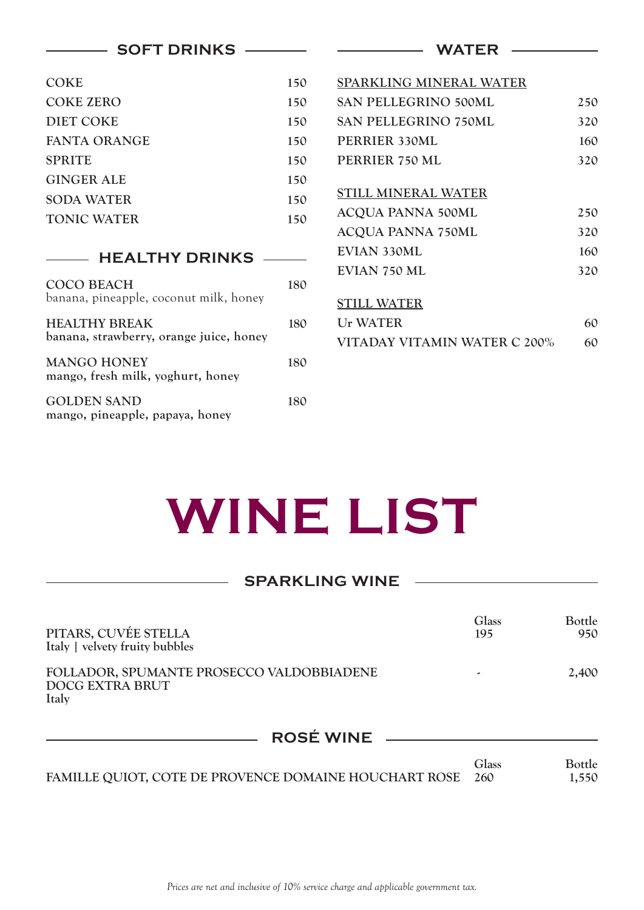## SOFT DRINKS

| Item | Price |
|---|---|
| COKE | 150 |
| COKE ZERO | 150 |
| DIET COKE | 150 |
| FANTA ORANGE | 150 |
| SPRITE | 150 |
| GINGER ALE | 150 |
| SODA WATER | 150 |
| TONIC WATER | 150 |

## HEALTHY DRINKS

| Item | Price |
|---|---|
| COCO BEACH<br>banana, pineapple, coconut milk, honey | 180 |
| HEALTHY BREAK<br>banana, strawberry, orange juice, honey | 180 |
| MANGO HONEY<br>mango, fresh milk, yoghurt, honey | 180 |
| GOLDEN SAND<br>mango, pineapple, papaya, honey | 180 |

## WATER

**SPARKLING MINERAL WATER**

| Item | Price |
|---|---|
| SAN PELLEGRINO 500ML | 250 |
| SAN PELLEGRINO 750ML | 320 |
| PERRIER 330ML | 160 |
| PERRIER 750 ML | 320 |

**STILL MINERAL WATER**

| Item | Price |
|---|---|
| ACQUA PANNA 500ML | 250 |
| ACQUA PANNA 750ML | 320 |
| EVIAN 330ML | 160 |
| EVIAN 750 ML | 320 |

**STILL WATER**

| Item | Price |
|---|---|
| Ur WATER | 60 |
| VITADAY VITAMIN WATER C 200% | 60 |

# WINE LIST

## SPARKLING WINE

| Wine | Glass | Bottle |
|---|---|---|
| PITARS, CUVÉE STELLA<br>Italy \| velvety fruity bubbles | 195 | 950 |
| FOLLADOR, SPUMANTE PROSECCO VALDOBBIADENE DOCG EXTRA BRUT<br>Italy | - | 2,400 |

## ROSÉ WINE

| Wine | Glass | Bottle |
|---|---|---|
| FAMILLE QUIOT, COTE DE PROVENCE DOMAINE HOUCHART ROSE | 260 | 1,550 |

*Prices are net and inclusive of 10% service charge and applicable government tax.*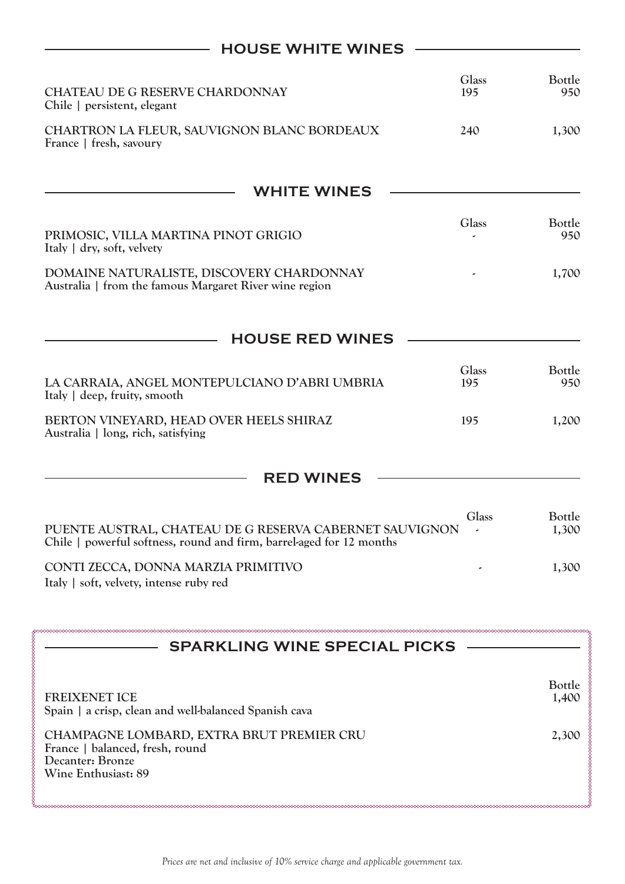## HOUSE WHITE WINES

| | Glass | Bottle |
|---|---|---|
| **CHATEAU DE G RESERVE CHARDONNAY**<br>Chile \| persistent, elegant | 195 | 950 |
| **CHARTRON LA FLEUR, SAUVIGNON BLANC BORDEAUX**<br>France \| fresh, savoury | 240 | 1,300 |

## WHITE WINES

| | Glass | Bottle |
|---|---|---|
| **PRIMOSIC, VILLA MARTINA PINOT GRIGIO**<br>Italy \| dry, soft, velvety | - | 950 |
| **DOMAINE NATURALISTE, DISCOVERY CHARDONNAY**<br>Australia \| from the famous Margaret River wine region | - | 1,700 |

## HOUSE RED WINES

| | Glass | Bottle |
|---|---|---|
| **LA CARRAIA, ANGEL MONTEPULCIANO D'ABRI UMBRIA**<br>Italy \| deep, fruity, smooth | 195 | 950 |
| **BERTON VINEYARD, HEAD OVER HEELS SHIRAZ**<br>Australia \| long, rich, satisfying | 195 | 1,200 |

## RED WINES

| | Glass | Bottle |
|---|---|---|
| **PUENTE AUSTRAL, CHATEAU DE G RESERVA CABERNET SAUVIGNON**<br>Chile \| powerful softness, round and firm, barrel-aged for 12 months | - | 1,300 |
| **CONTI ZECCA, DONNA MARZIA PRIMITIVO**<br>Italy \| soft, velvety, intense ruby red | - | 1,300 |

## SPARKLING WINE SPECIAL PICKS

| | Bottle |
|---|---|
| **FREIXENET ICE**<br>Spain \| a crisp, clean and well-balanced Spanish cava | 1,400 |
| **CHAMPAGNE LOMBARD, EXTRA BRUT PREMIER CRU**<br>France \| balanced, fresh, round<br>Decanter: Bronze<br>Wine Enthusiast: 89 | 2,300 |

*Prices are net and inclusive of 10% service charge and applicable government tax.*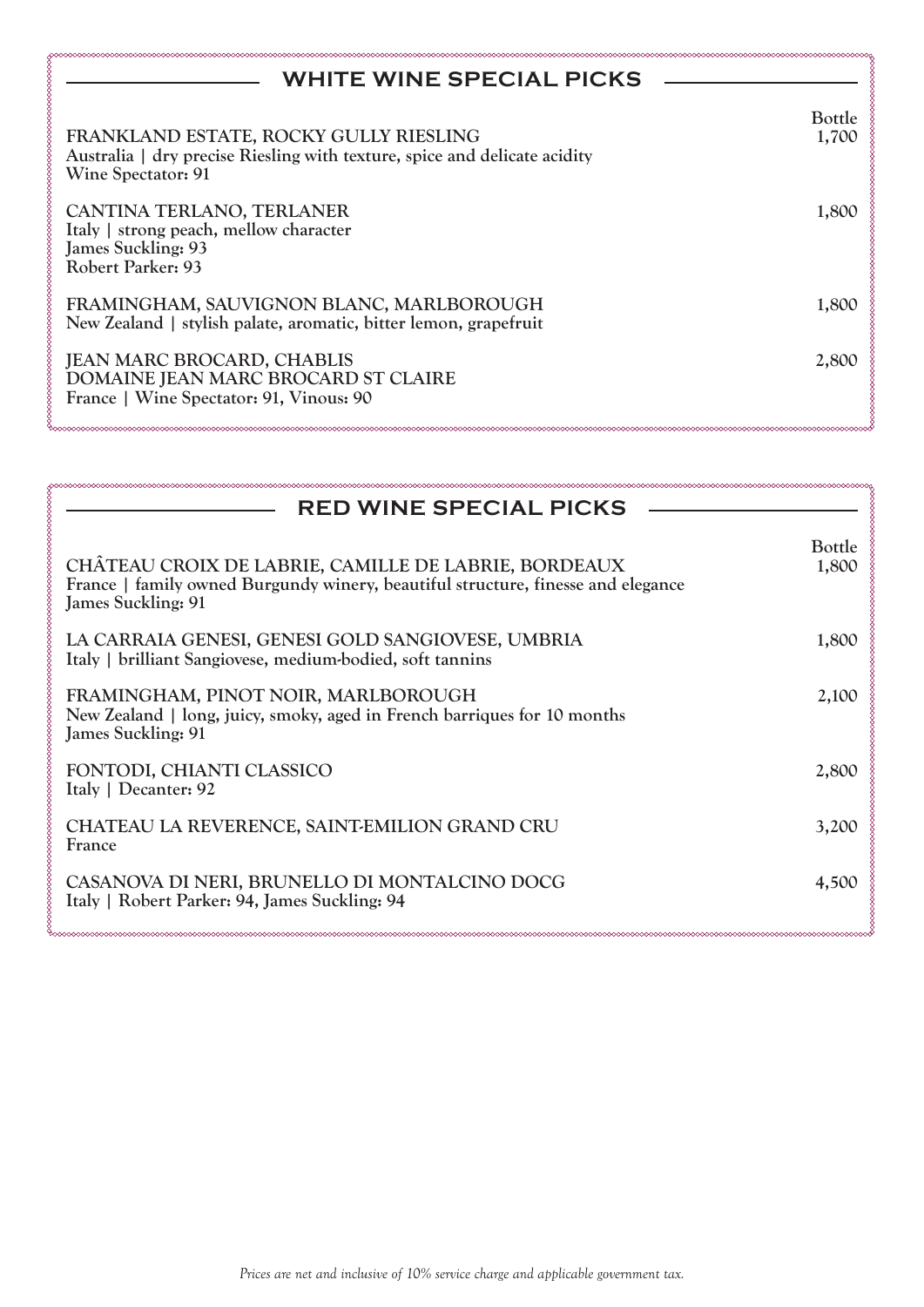## WHITE WINE SPECIAL PICKS

| | Bottle |
|---|---|
| **FRANKLAND ESTATE, ROCKY GULLY RIESLING**<br>Australia \| dry precise Riesling with texture, spice and delicate acidity<br>Wine Spectator: 91 | 1,700 |
| **CANTINA TERLANO, TERLANER**<br>Italy \| strong peach, mellow character<br>James Suckling: 93<br>Robert Parker: 93 | 1,800 |
| **FRAMINGHAM, SAUVIGNON BLANC, MARLBOROUGH**<br>New Zealand \| stylish palate, aromatic, bitter lemon, grapefruit | 1,800 |
| **JEAN MARC BROCARD, CHABLIS**<br>**DOMAINE JEAN MARC BROCARD ST CLAIRE**<br>France \| Wine Spectator: 91, Vinous: 90 | 2,800 |

## RED WINE SPECIAL PICKS

| | Bottle |
|---|---|
| **CHÂTEAU CROIX DE LABRIE, CAMILLE DE LABRIE, BORDEAUX**<br>France \| family owned Burgundy winery, beautiful structure, finesse and elegance<br>James Suckling: 91 | 1,800 |
| **LA CARRAIA GENESI, GENESI GOLD SANGIOVESE, UMBRIA**<br>Italy \| brilliant Sangiovese, medium-bodied, soft tannins | 1,800 |
| **FRAMINGHAM, PINOT NOIR, MARLBOROUGH**<br>New Zealand \| long, juicy, smoky, aged in French barriques for 10 months<br>James Suckling: 91 | 2,100 |
| **FONTODI, CHIANTI CLASSICO**<br>Italy \| Decanter: 92 | 2,800 |
| **CHATEAU LA REVERENCE, SAINT-EMILION GRAND CRU**<br>France | 3,200 |
| **CASANOVA DI NERI, BRUNELLO DI MONTALCINO DOCG**<br>Italy \| Robert Parker: 94, James Suckling: 94 | 4,500 |

*Prices are net and inclusive of 10% service charge and applicable government tax.*